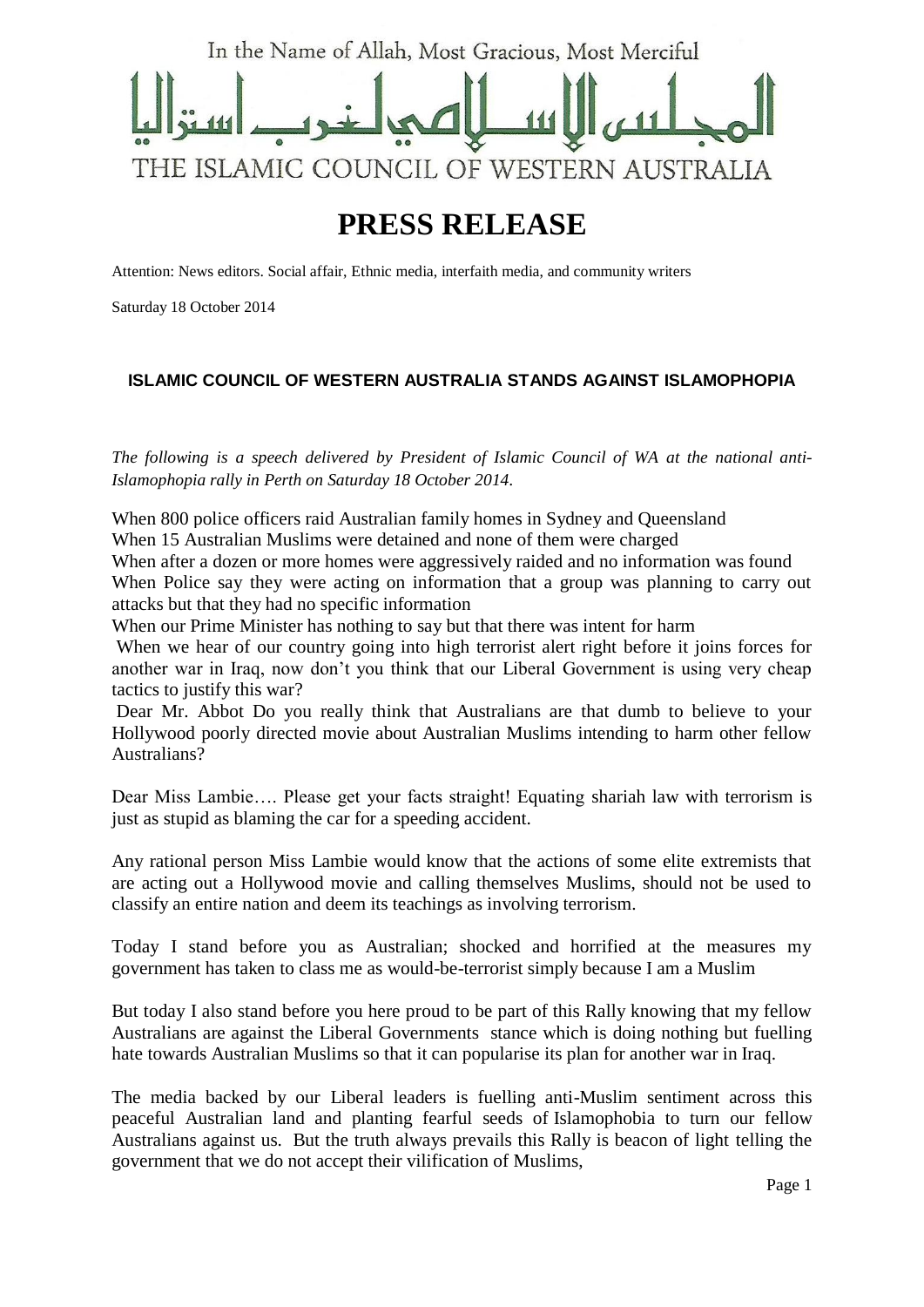In the Name of Allah, Most Gracious, Most Merciful

المجلس الإسلامي لغرب استراليا

THE ISLAMIC COUNCIL OF WESTERN AUSTRALIA

# PRESS RELEASE

Attention: News editors. Social affair, Ethnic media, interfaith media, and community writers

Saturday 18 October 2014

### ISLAMIC COUNCIL OF WESTERN AUSTRALIA STANDS AGAINST ISLAMOPHOPIA

*The following is a speech delivered by President of Islamic Council of WA at the national anti-Islamophopia rally in Perth on Saturday 18 October 2014.*

When 800 police officers raid Australian family homes in Sydney and Queensland
When 15 Australian Muslims were detained and none of them were charged
When after a dozen or more homes were aggressively raided and no information was found
When Police say they were acting on information that a group was planning to carry out attacks but that they had no specific information
When our Prime Minister has nothing to say but that there was intent for harm
When we hear of our country going into high terrorist alert right before it joins forces for another war in Iraq, now don't you think that our Liberal Government is using very cheap tactics to justify this war?
Dear Mr. Abbot Do you really think that Australians are that dumb to believe to your Hollywood poorly directed movie about Australian Muslims intending to harm other fellow Australians?

Dear Miss Lambie…. Please get your facts straight! Equating shariah law with terrorism is just as stupid as blaming the car for a speeding accident.

Any rational person Miss Lambie would know that the actions of some elite extremists that are acting out a Hollywood movie and calling themselves Muslims, should not be used to classify an entire nation and deem its teachings as involving terrorism.

Today I stand before you as Australian; shocked and horrified at the measures my government has taken to class me as would-be-terrorist simply because I am a Muslim

But today I also stand before you here proud to be part of this Rally knowing that my fellow Australians are against the Liberal Governments stance which is doing nothing but fuelling hate towards Australian Muslims so that it can popularise its plan for another war in Iraq.

The media backed by our Liberal leaders is fuelling anti-Muslim sentiment across this peaceful Australian land and planting fearful seeds of Islamophobia to turn our fellow Australians against us. But the truth always prevails this Rally is beacon of light telling the government that we do not accept their vilification of Muslims,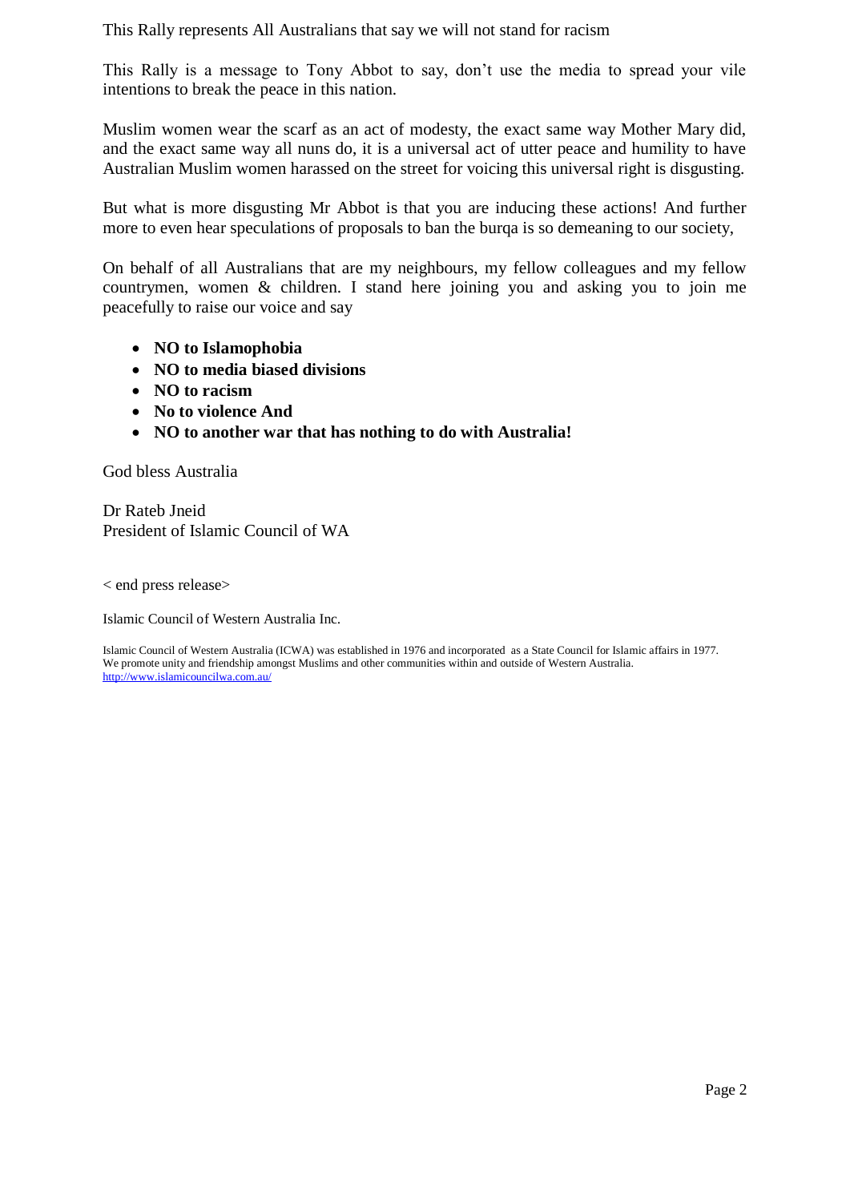This Rally represents All Australians that say we will not stand for racism

This Rally is a message to Tony Abbot to say, don't use the media to spread your vile intentions to break the peace in this nation.

Muslim women wear the scarf as an act of modesty, the exact same way Mother Mary did, and the exact same way all nuns do, it is a universal act of utter peace and humility to have Australian Muslim women harassed on the street for voicing this universal right is disgusting.

But what is more disgusting Mr Abbot is that you are inducing these actions! And further more to even hear speculations of proposals to ban the burqa is so demeaning to our society,

On behalf of all Australians that are my neighbours, my fellow colleagues and my fellow countrymen, women & children. I stand here joining you and asking you to join me peacefully to raise our voice and say

- **NO to Islamophobia**
- **NO to media biased divisions**
- **NO to racism**
- **No to violence And**
- **NO to another war that has nothing to do with Australia!**

God bless Australia

Dr Rateb Jneid
President of Islamic Council of WA

< end press release>

Islamic Council of Western Australia Inc.

Islamic Council of Western Australia (ICWA) was established in 1976 and incorporated as a State Council for Islamic affairs in 1977.
We promote unity and friendship amongst Muslims and other communities within and outside of Western Australia.
http://www.islamiccouncilwa.com.au/